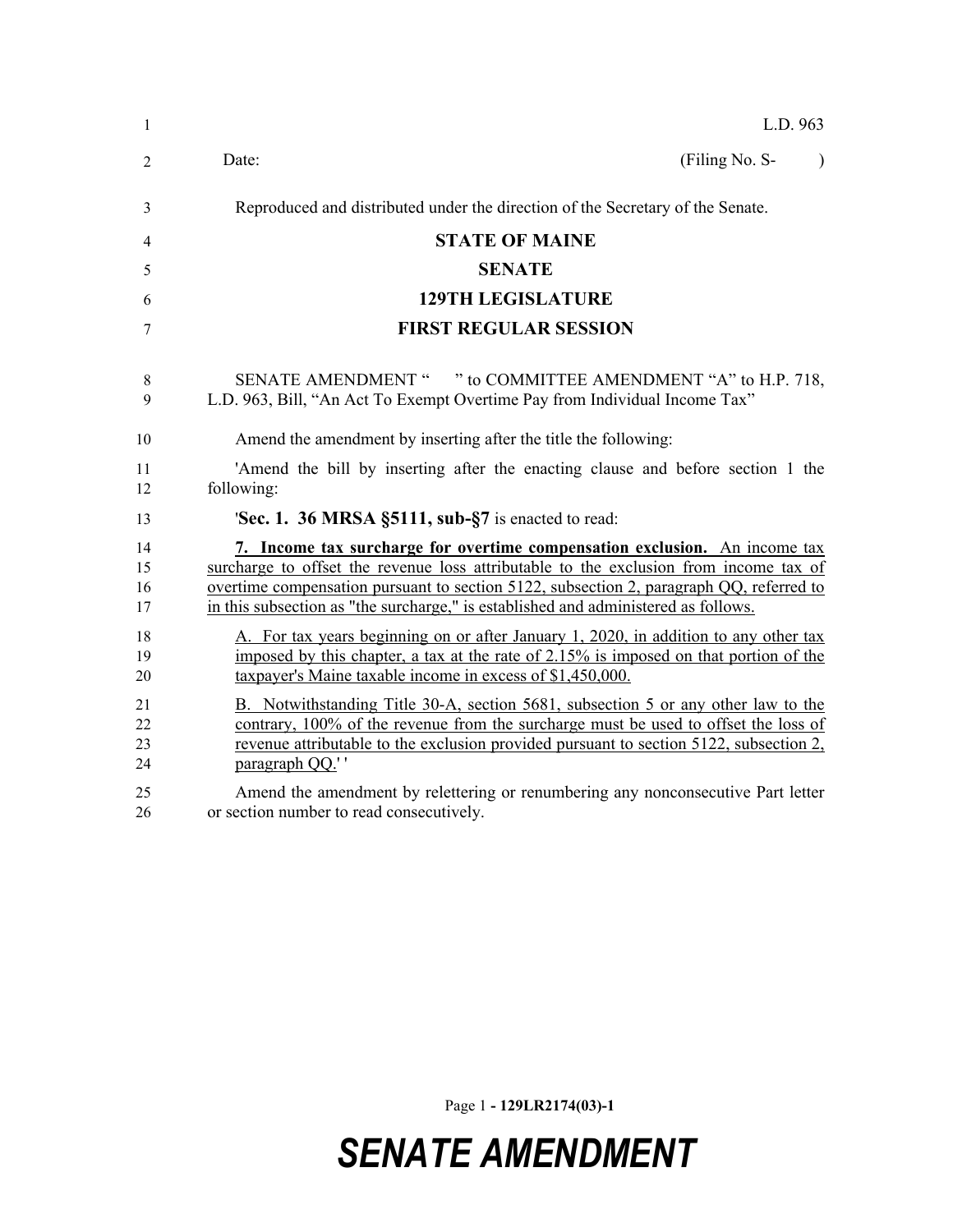L.D. 963

Date: (Filing No. S- )

Reproduced and distributed under the direction of the Secretary of the Senate.

# STATE OF MAINE

## SENATE

## 129TH LEGISLATURE

## FIRST REGULAR SESSION

SENATE AMENDMENT " " to COMMITTEE AMENDMENT "A" to H.P. 718, L.D. 963, Bill, "An Act To Exempt Overtime Pay from Individual Income Tax"

Amend the amendment by inserting after the title the following:

'Amend the bill by inserting after the enacting clause and before section 1 the following:

'**Sec. 1. 36 MRSA §5111, sub-§7** is enacted to read:

**7. Income tax surcharge for overtime compensation exclusion.** An income tax surcharge to offset the revenue loss attributable to the exclusion from income tax of overtime compensation pursuant to section 5122, subsection 2, paragraph QQ, referred to in this subsection as "the surcharge," is established and administered as follows.

A. For tax years beginning on or after January 1, 2020, in addition to any other tax imposed by this chapter, a tax at the rate of 2.15% is imposed on that portion of the taxpayer's Maine taxable income in excess of $1,450,000.

B. Notwithstanding Title 30-A, section 5681, subsection 5 or any other law to the contrary, 100% of the revenue from the surcharge must be used to offset the loss of revenue attributable to the exclusion provided pursuant to section 5122, subsection 2, paragraph QQ.' '

Amend the amendment by relettering or renumbering any nonconsecutive Part letter or section number to read consecutively.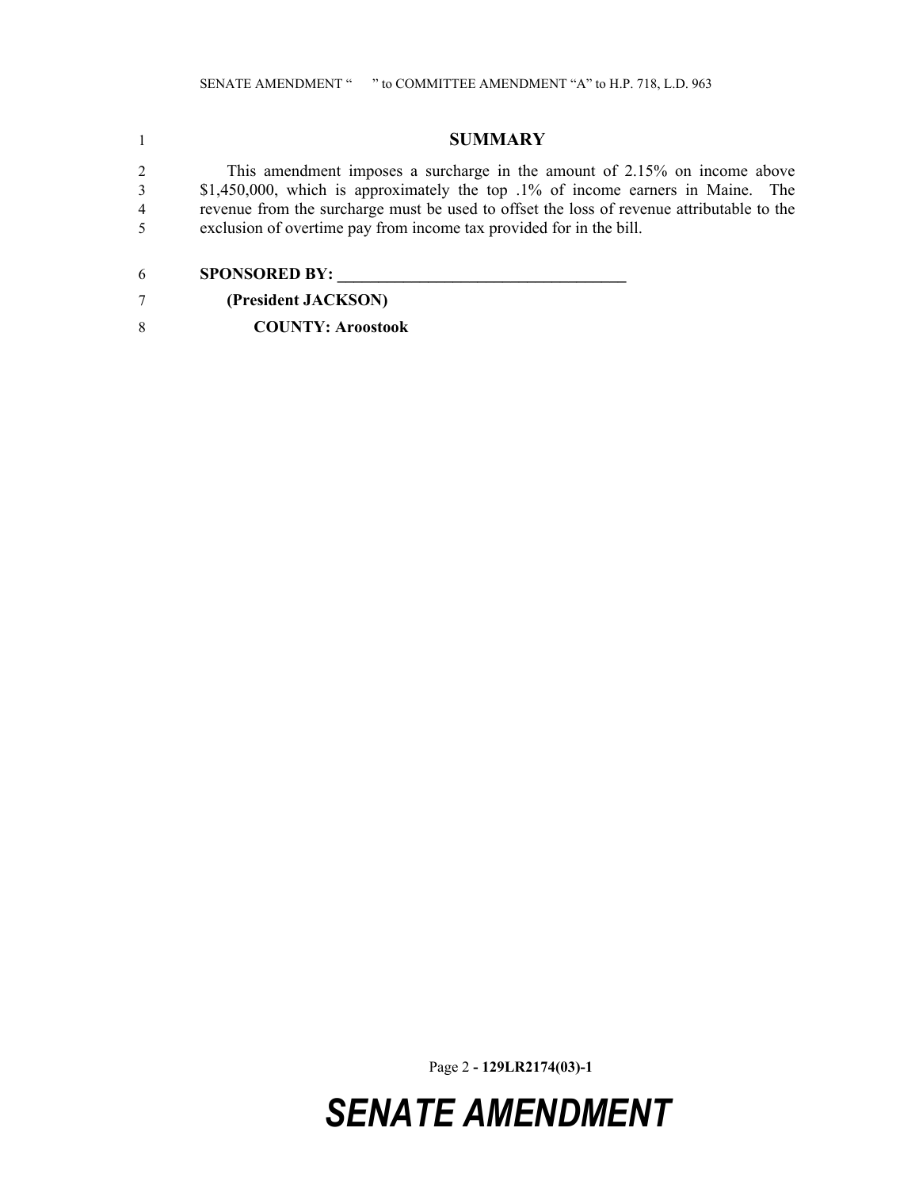## SUMMARY

This amendment imposes a surcharge in the amount of 2.15% on income above $1,450,000, which is approximately the top .1% of income earners in Maine. The revenue from the surcharge must be used to offset the loss of revenue attributable to the exclusion of overtime pay from income tax provided for in the bill.

**SPONSORED BY: ____________________________________**

**(President JACKSON)**

**COUNTY: Aroostook**